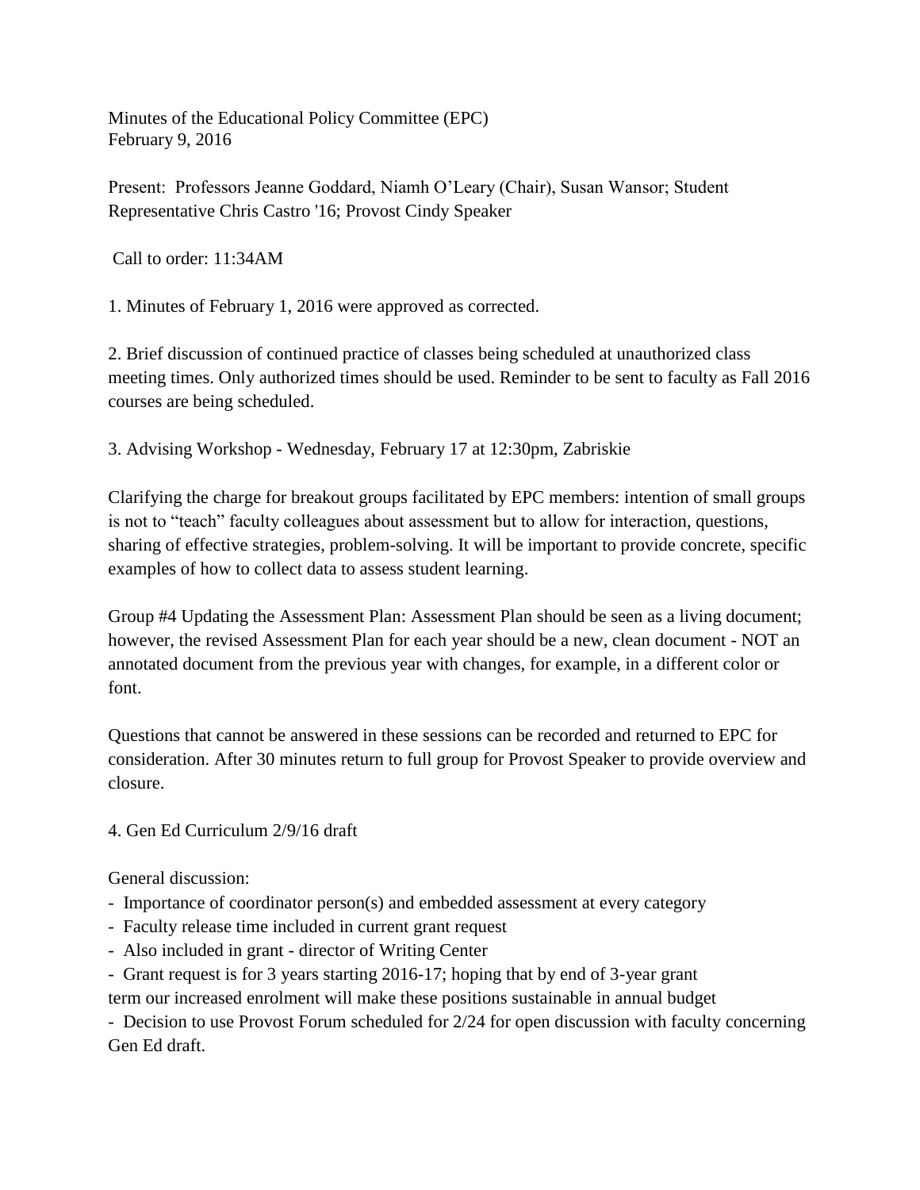Minutes of the Educational Policy Committee (EPC)
February 9, 2016

Present: Professors Jeanne Goddard, Niamh O'Leary (Chair), Susan Wansor; Student Representative Chris Castro '16; Provost Cindy Speaker

Call to order: 11:34AM

1. Minutes of February 1, 2016 were approved as corrected.

2. Brief discussion of continued practice of classes being scheduled at unauthorized class meeting times. Only authorized times should be used. Reminder to be sent to faculty as Fall 2016 courses are being scheduled.

3. Advising Workshop - Wednesday, February 17 at 12:30pm, Zabriskie

Clarifying the charge for breakout groups facilitated by EPC members: intention of small groups is not to "teach" faculty colleagues about assessment but to allow for interaction, questions, sharing of effective strategies, problem-solving. It will be important to provide concrete, specific examples of how to collect data to assess student learning.

Group #4 Updating the Assessment Plan: Assessment Plan should be seen as a living document; however, the revised Assessment Plan for each year should be a new, clean document - NOT an annotated document from the previous year with changes, for example, in a different color or font.

Questions that cannot be answered in these sessions can be recorded and returned to EPC for consideration. After 30 minutes return to full group for Provost Speaker to provide overview and closure.

4. Gen Ed Curriculum 2/9/16 draft

General discussion:

- Importance of coordinator person(s) and embedded assessment at every category
- Faculty release time included in current grant request
- Also included in grant - director of Writing Center
- Grant request is for 3 years starting 2016-17; hoping that by end of 3-year grant term our increased enrolment will make these positions sustainable in annual budget
- Decision to use Provost Forum scheduled for 2/24 for open discussion with faculty concerning Gen Ed draft.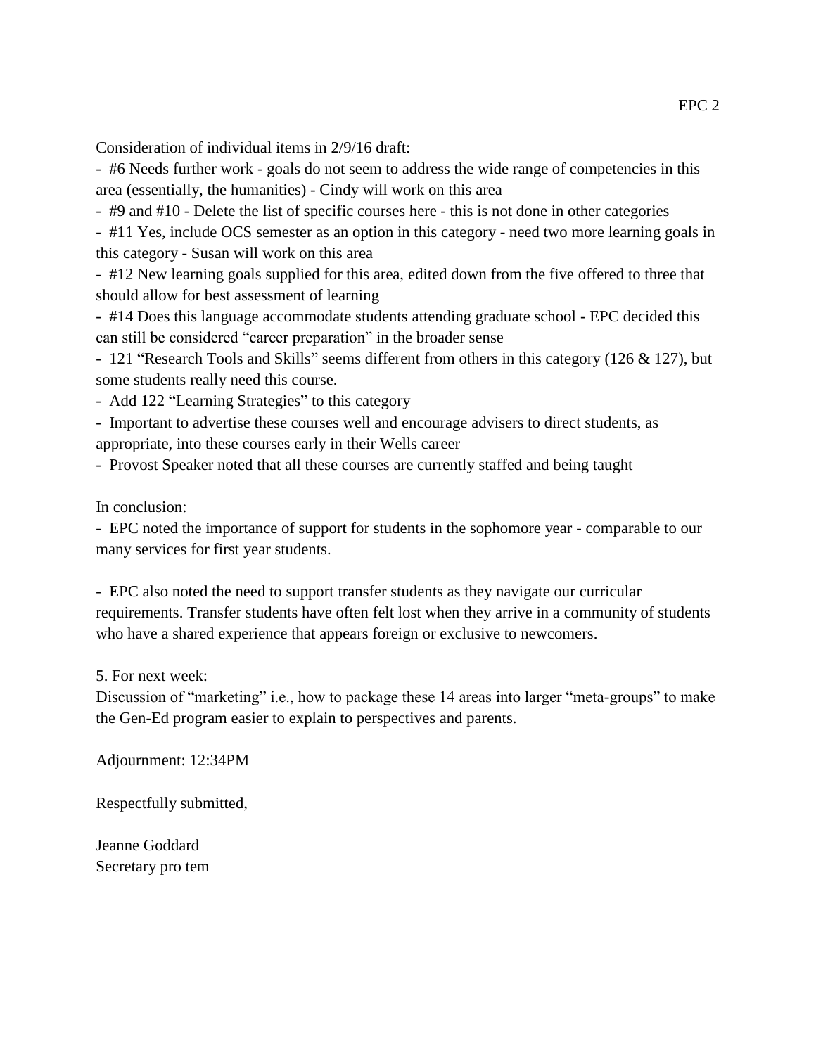Consideration of individual items in 2/9/16 draft:

- #6 Needs further work - goals do not seem to address the wide range of competencies in this area (essentially, the humanities) - Cindy will work on this area
- #9 and #10 - Delete the list of specific courses here - this is not done in other categories
- #11 Yes, include OCS semester as an option in this category - need two more learning goals in this category - Susan will work on this area
- #12 New learning goals supplied for this area, edited down from the five offered to three that should allow for best assessment of learning
- #14 Does this language accommodate students attending graduate school - EPC decided this can still be considered "career preparation" in the broader sense
- 121 "Research Tools and Skills" seems different from others in this category (126 & 127), but some students really need this course.
- Add 122 "Learning Strategies" to this category
- Important to advertise these courses well and encourage advisers to direct students, as appropriate, into these courses early in their Wells career
- Provost Speaker noted that all these courses are currently staffed and being taught

In conclusion:

- EPC noted the importance of support for students in the sophomore year - comparable to our many services for first year students.

- EPC also noted the need to support transfer students as they navigate our curricular requirements. Transfer students have often felt lost when they arrive in a community of students who have a shared experience that appears foreign or exclusive to newcomers.

5. For next week:

Discussion of "marketing" i.e., how to package these 14 areas into larger "meta-groups" to make the Gen-Ed program easier to explain to perspectives and parents.

Adjournment: 12:34PM

Respectfully submitted,

Jeanne Goddard
Secretary pro tem